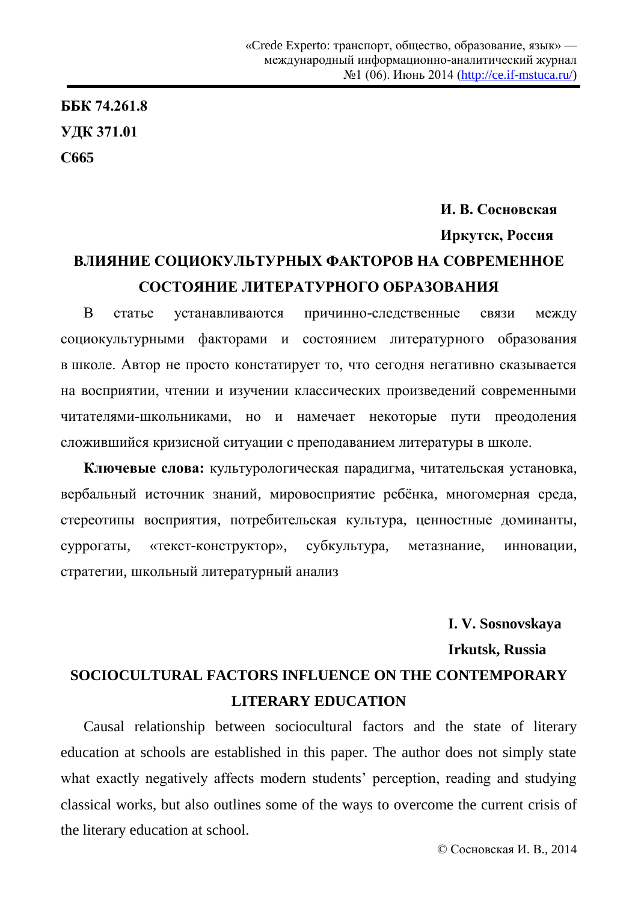**ББК 74.261.8**

**УДК 371.01**

**С665**

**И. В. Сосновская**

**Иркутск, Россия**

# ВЛИЯНИЕ СОЦИОКУЛЬТУРНЫХ ФАКТОРОВ НА СОВРЕМЕННОЕ СОСТОЯНИЕ ЛИТЕРАТУРНОГО ОБРАЗОВАНИЯ

В статье устанавливаются причинно-следственные связи между социокультурными факторами и состоянием литературного образования в школе. Автор не просто констатирует то, что сегодня негативно сказывается на восприятии, чтении и изучении классических произведений современными читателями-школьниками, но и намечает некоторые пути преодоления сложившийся кризисной ситуации с преподаванием литературы в школе.

**Ключевые слова:** культурологическая парадигма, читательская установка, вербальный источник знаний, мировосприятие ребёнка, многомерная среда, стереотипы восприятия, потребительская культура, ценностные доминанты, суррогаты, «текст-конструктор», субкультура, метазнание, инновации, стратегии, школьный литературный анализ

**I. V. Sosnovskaya**

**Irkutsk, Russia**

# SOCIOCULTURAL FACTORS INFLUENCE ON THE CONTEMPORARY LITERARY EDUCATION

Causal relationship between sociocultural factors and the state of literary education at schools are established in this paper. The author does not simply state what exactly negatively affects modern students' perception, reading and studying classical works, but also outlines some of the ways to overcome the current crisis of the literary education at school.

© Сосновская И. В., 2014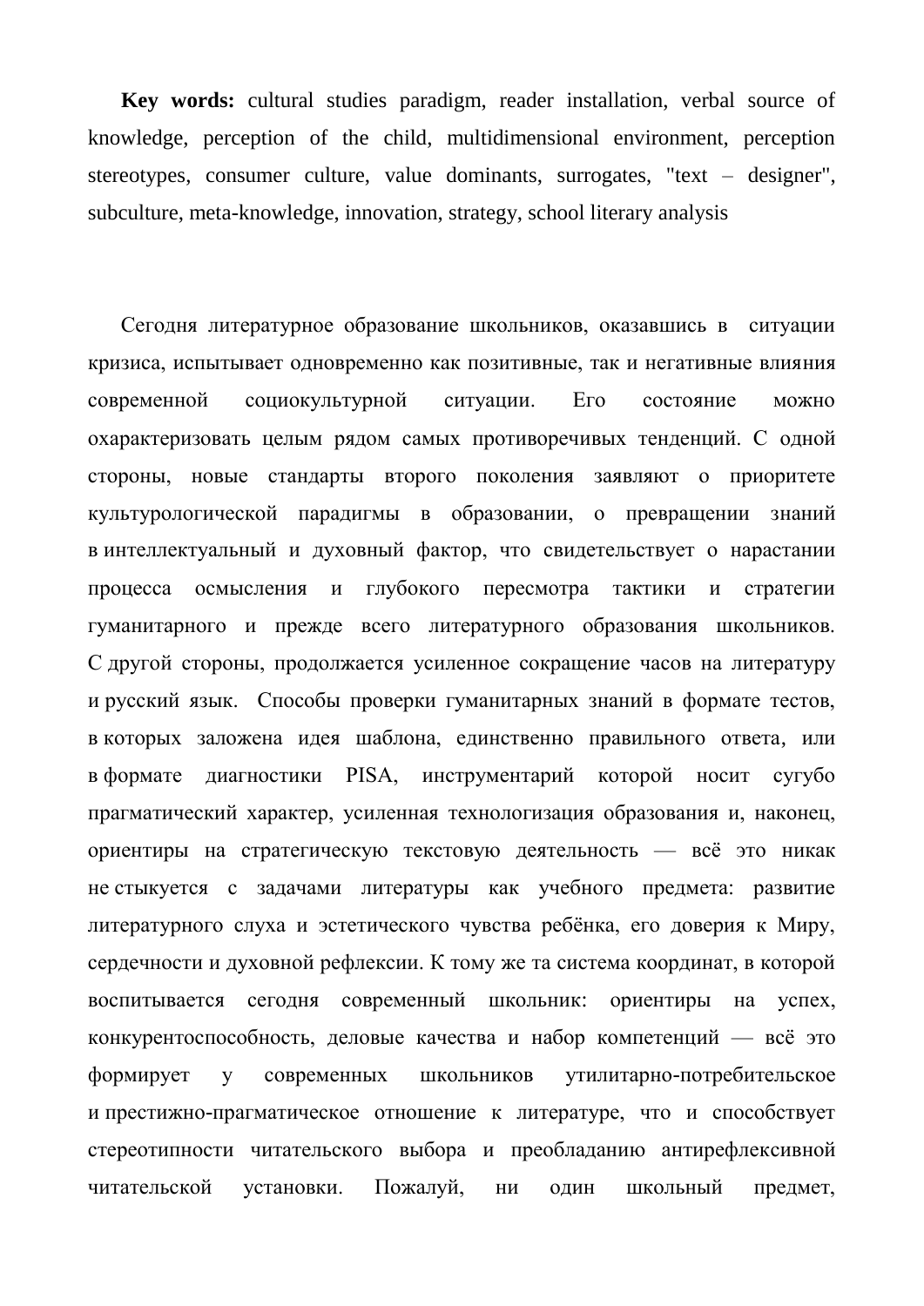**Key words:** cultural studies paradigm, reader installation, verbal source of knowledge, perception of the child, multidimensional environment, perception stereotypes, consumer culture, value dominants, surrogates, "text – designer", subculture, meta-knowledge, innovation, strategy, school literary analysis

Сегодня литературное образование школьников, оказавшись в ситуации кризиса, испытывает одновременно как позитивные, так и негативные влияния современной социокультурной ситуации. Его состояние можно охарактеризовать целым рядом самых противоречивых тенденций. С одной стороны, новые стандарты второго поколения заявляют о приоритете культурологической парадигмы в образовании, о превращении знаний в интеллектуальный и духовный фактор, что свидетельствует о нарастании процесса осмысления и глубокого пересмотра тактики и стратегии гуманитарного и прежде всего литературного образования школьников. С другой стороны, продолжается усиленное сокращение часов на литературу и русский язык. Способы проверки гуманитарных знаний в формате тестов, в которых заложена идея шаблона, единственно правильного ответа, или в формате диагностики PISA, инструментарий которой носит сугубо прагматический характер, усиленная технологизация образования и, наконец, ориентиры на стратегическую текстовую деятельность — всё это никак не стыкуется с задачами литературы как учебного предмета: развитие литературного слуха и эстетического чувства ребёнка, его доверия к Миру, сердечности и духовной рефлексии. К тому же та система координат, в которой воспитывается сегодня современный школьник: ориентиры на успех, конкурентоспособность, деловые качества и набор компетенций — всё это формирует у современных школьников утилитарно-потребительское и престижно-прагматическое отношение к литературе, что и способствует стереотипности читательского выбора и преобладанию антирефлексивной читательской установки. Пожалуй, ни один школьный предмет,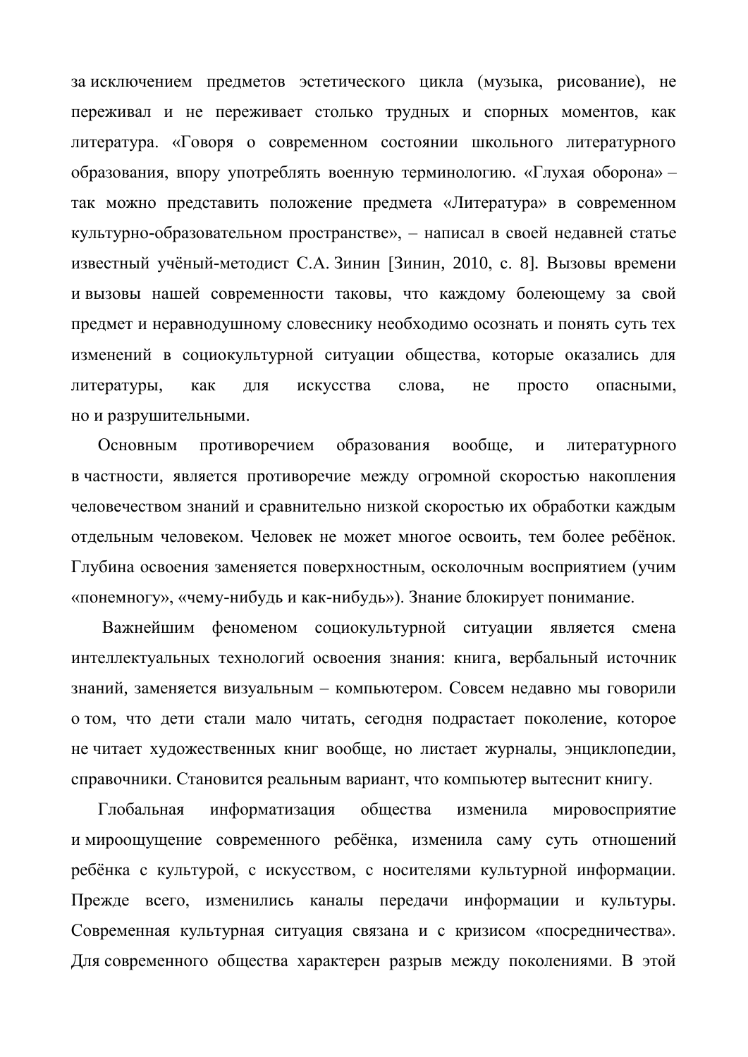за исключением предметов эстетического цикла (музыка, рисование), не переживал и не переживает столько трудных и спорных моментов, как литература. «Говоря о современном состоянии школьного литературного образования, впору употреблять военную терминологию. «Глухая оборона» – так можно представить положение предмета «Литература» в современном культурно-образовательном пространстве», – написал в своей недавней статье известный учёный-методист С.А. Зинин [Зинин, 2010, с. 8]. Вызовы времени и вызовы нашей современности таковы, что каждому болеющему за свой предмет и неравнодушному словеснику необходимо осознать и понять суть тех изменений в социокультурной ситуации общества, которые оказались для литературы, как для искусства слова, не просто опасными, но и разрушительными.

Основным противоречием образования вообще, и литературного в частности, является противоречие между огромной скоростью накопления человечеством знаний и сравнительно низкой скоростью их обработки каждым отдельным человеком. Человек не может многое освоить, тем более ребёнок. Глубина освоения заменяется поверхностным, осколочным восприятием (учим «понемногу», «чему-нибудь и как-нибудь»). Знание блокирует понимание.

Важнейшим феноменом социокультурной ситуации является смена интеллектуальных технологий освоения знания: книга, вербальный источник знаний, заменяется визуальным – компьютером. Совсем недавно мы говорили о том, что дети стали мало читать, сегодня подрастает поколение, которое не читает художественных книг вообще, но листает журналы, энциклопедии, справочники. Становится реальным вариант, что компьютер вытеснит книгу.

Глобальная информатизация общества изменила мировосприятие и мироощущение современного ребёнка, изменила саму суть отношений ребёнка с культурой, с искусством, с носителями культурной информации. Прежде всего, изменились каналы передачи информации и культуры. Современная культурная ситуация связана и с кризисом «посредничества». Для современного общества характерен разрыв между поколениями. В этой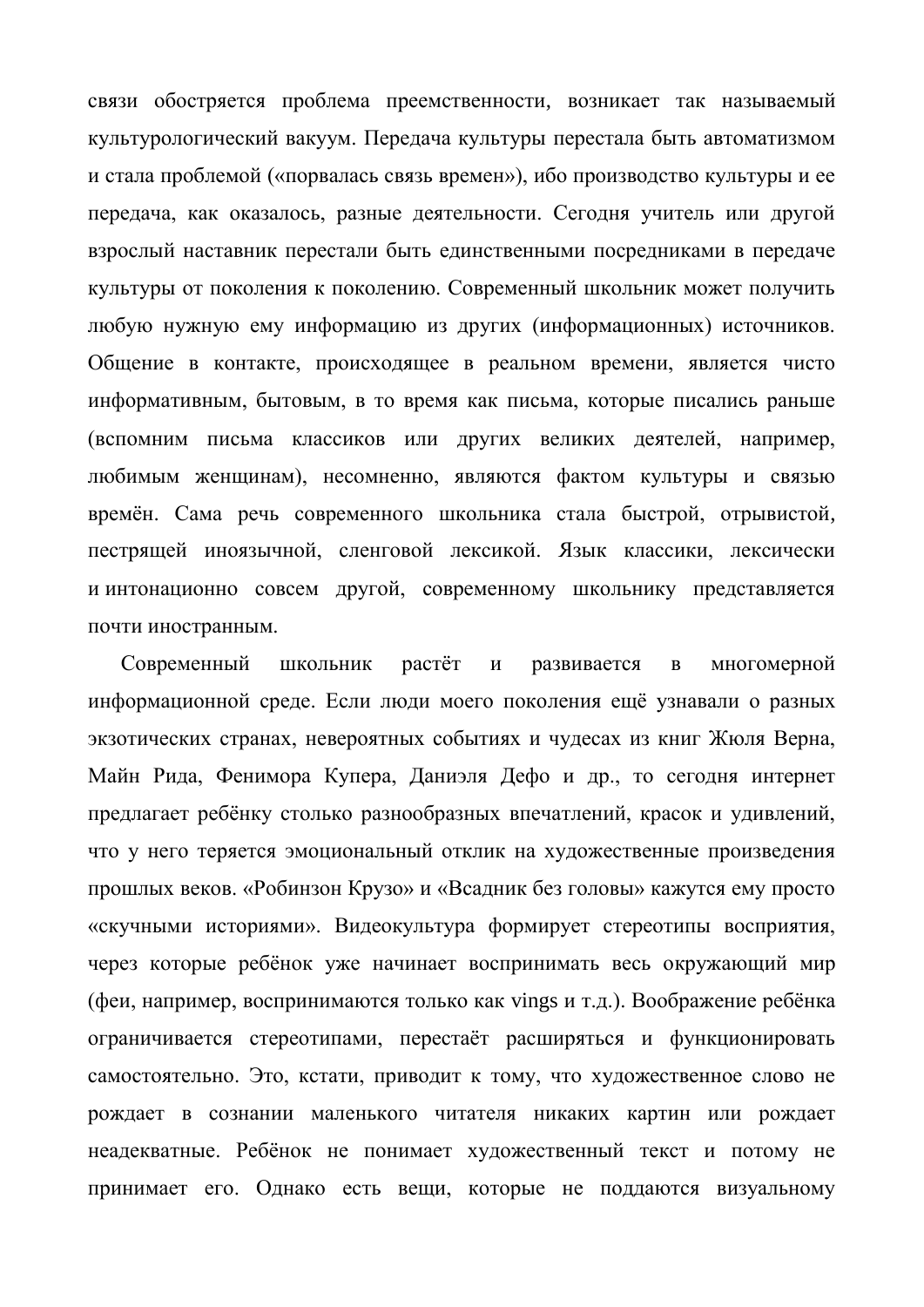связи обостряется проблема преемственности, возникает так называемый культурологический вакуум. Передача культуры перестала быть автоматизмом и стала проблемой («порвалась связь времен»), ибо производство культуры и ее передача, как оказалось, разные деятельности. Сегодня учитель или другой взрослый наставник перестали быть единственными посредниками в передаче культуры от поколения к поколению. Современный школьник может получить любую нужную ему информацию из других (информационных) источников. Общение в контакте, происходящее в реальном времени, является чисто информативным, бытовым, в то время как письма, которые писались раньше (вспомним письма классиков или других великих деятелей, например, любимым женщинам), несомненно, являются фактом культуры и связью времён. Сама речь современного школьника стала быстрой, отрывистой, пестрящей иноязычной, сленговой лексикой. Язык классики, лексически и интонационно совсем другой, современному школьнику представляется почти иностранным.

Современный школьник растёт и развивается в многомерной информационной среде. Если люди моего поколения ещё узнавали о разных экзотических странах, невероятных событиях и чудесах из книг Жюля Верна, Майн Рида, Фенимора Купера, Даниэля Дефо и др., то сегодня интернет предлагает ребёнку столько разнообразных впечатлений, красок и удивлений, что у него теряется эмоциональный отклик на художественные произведения прошлых веков. «Робинзон Крузо» и «Всадник без головы» кажутся ему просто «скучными историями». Видеокультура формирует стереотипы восприятия, через которые ребёнок уже начинает воспринимать весь окружающий мир (феи, например, воспринимаются только как vings и т.д.). Воображение ребёнка ограничивается стереотипами, перестаёт расширяться и функционировать самостоятельно. Это, кстати, приводит к тому, что художественное слово не рождает в сознании маленького читателя никаких картин или рождает неадекватные. Ребёнок не понимает художественный текст и потому не принимает его. Однако есть вещи, которые не поддаются визуальному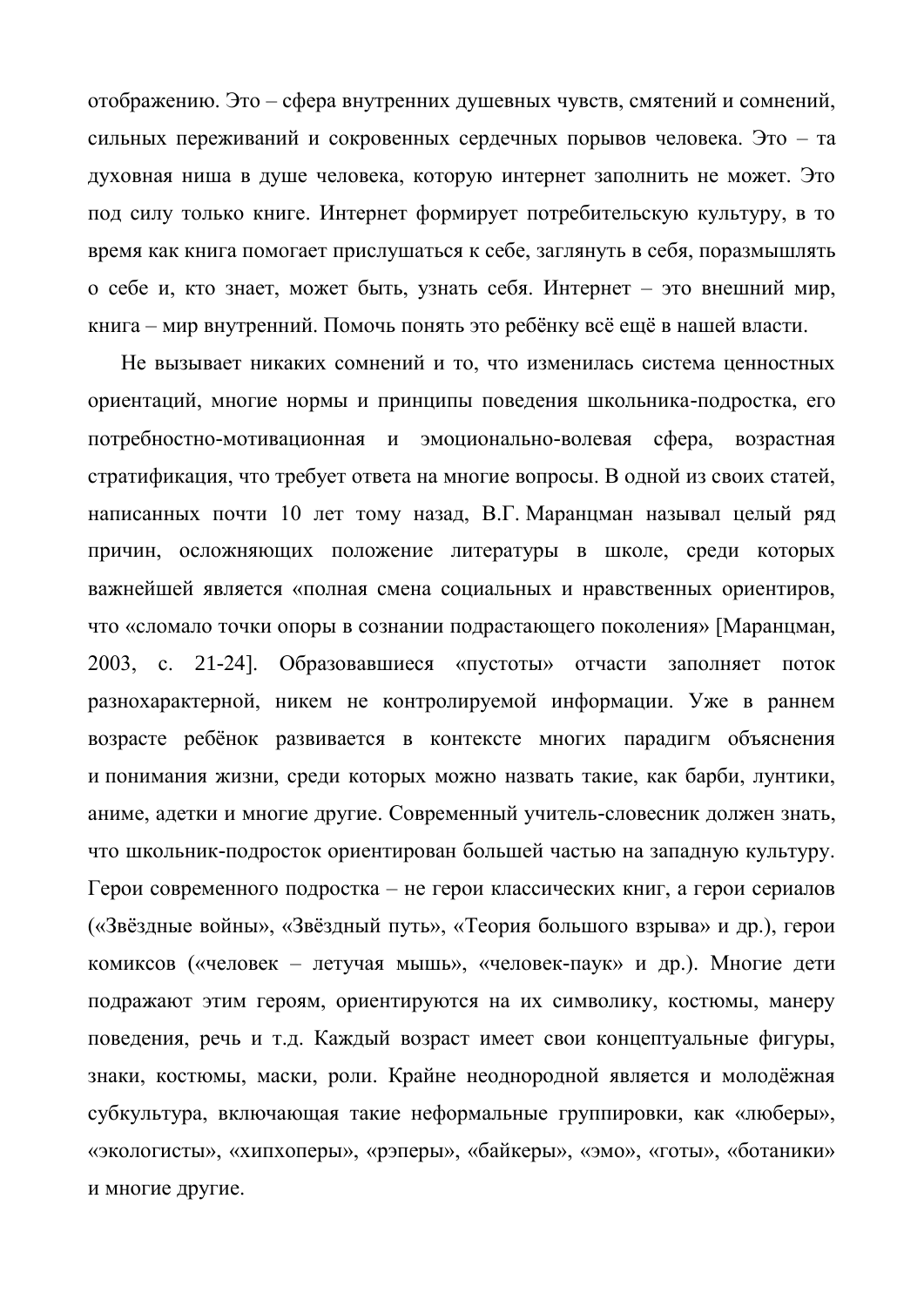отображению. Это – сфера внутренних душевных чувств, смятений и сомнений, сильных переживаний и сокровенных сердечных порывов человека. Это – та духовная ниша в душе человека, которую интернет заполнить не может. Это под силу только книге. Интернет формирует потребительскую культуру, в то время как книга помогает прислушаться к себе, заглянуть в себя, поразмышлять о себе и, кто знает, может быть, узнать себя. Интернет – это внешний мир, книга – мир внутренний. Помочь понять это ребёнку всё ещё в нашей власти.

Не вызывает никаких сомнений и то, что изменилась система ценностных ориентаций, многие нормы и принципы поведения школьника-подростка, его потребностно-мотивационная и эмоционально-волевая сфера, возрастная стратификация, что требует ответа на многие вопросы. В одной из своих статей, написанных почти 10 лет тому назад, В.Г. Маранцман называл целый ряд причин, осложняющих положение литературы в школе, среди которых важнейшей является «полная смена социальных и нравственных ориентиров, что «сломало точки опоры в сознании подрастающего поколения» [Маранцман, 2003, с. 21-24]. Образовавшиеся «пустоты» отчасти заполняет поток разнохарактерной, никем не контролируемой информации. Уже в раннем возрасте ребёнок развивается в контексте многих парадигм объяснения и понимания жизни, среди которых можно назвать такие, как барби, лунтики, аниме, адетки и многие другие. Современный учитель-словесник должен знать, что школьник-подросток ориентирован большей частью на западную культуру. Герои современного подростка – не герои классических книг, а герои сериалов («Звёздные войны», «Звёздный путь», «Теория большого взрыва» и др.), герои комиксов («человек – летучая мышь», «человек-паук» и др.). Многие дети подражают этим героям, ориентируются на их символику, костюмы, манеру поведения, речь и т.д. Каждый возраст имеет свои концептуальные фигуры, знаки, костюмы, маски, роли. Крайне неоднородной является и молодёжная субкультура, включающая такие неформальные группировки, как «люберы», «экологисты», «хипхоперы», «рэперы», «байкеры», «эмо», «готы», «ботаники» и многие другие.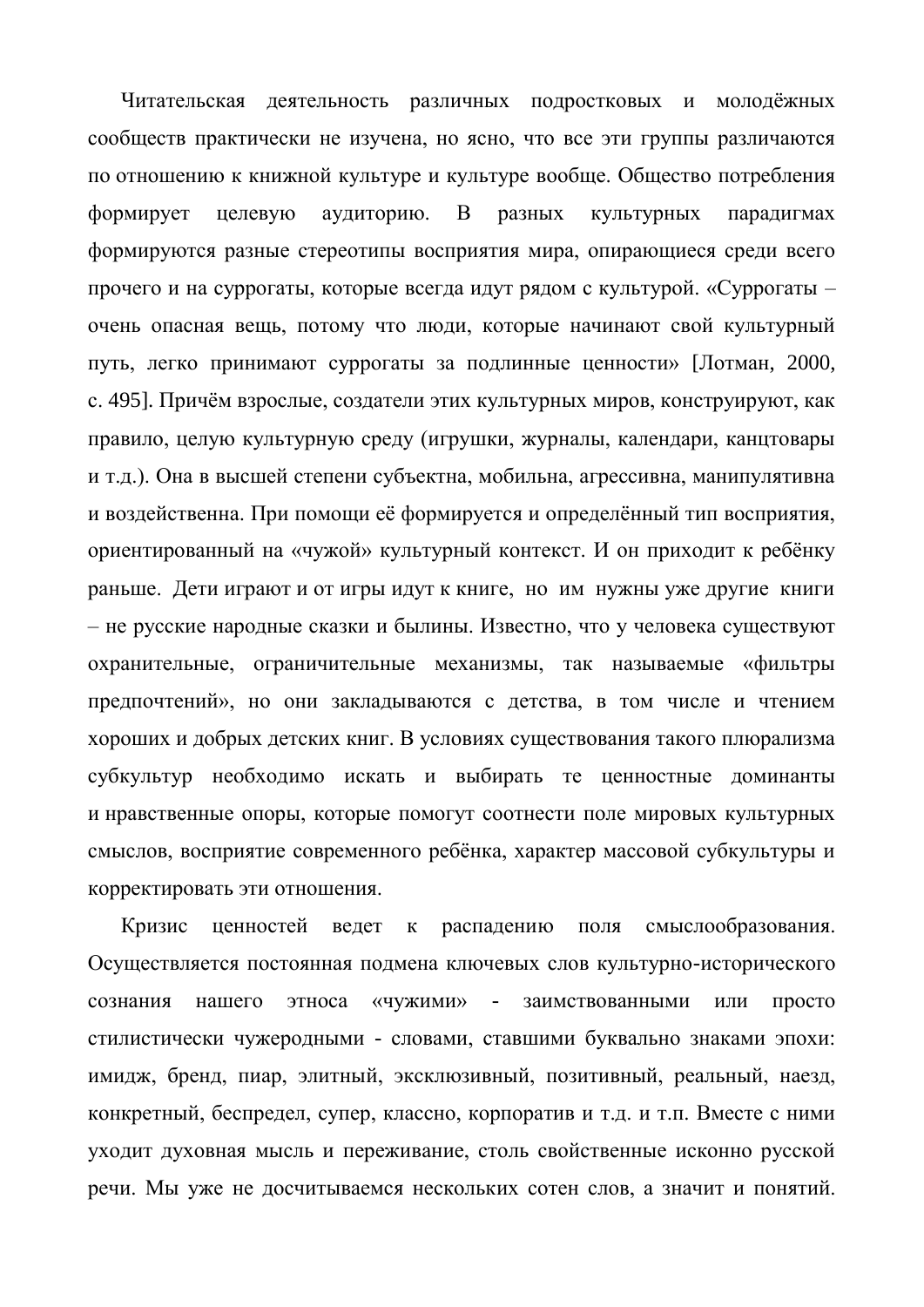Читательская деятельность различных подростковых и молодёжных сообществ практически не изучена, но ясно, что все эти группы различаются по отношению к книжной культуре и культуре вообще. Общество потребления формирует целевую аудиторию. В разных культурных парадигмах формируются разные стереотипы восприятия мира, опирающиеся среди всего прочего и на суррогаты, которые всегда идут рядом с культурой. «Суррогаты – очень опасная вещь, потому что люди, которые начинают свой культурный путь, легко принимают суррогаты за подлинные ценности» [Лотман, 2000, с. 495]. Причём взрослые, создатели этих культурных миров, конструируют, как правило, целую культурную среду (игрушки, журналы, календари, канцтовары и т.д.). Она в высшей степени субъектна, мобильна, агрессивна, манипулятивна и воздейственна. При помощи её формируется и определённый тип восприятия, ориентированный на «чужой» культурный контекст. И он приходит к ребёнку раньше. Дети играют и от игры идут к книге, но им нужны уже другие книги – не русские народные сказки и былины. Известно, что у человека существуют охранительные, ограничительные механизмы, так называемые «фильтры предпочтений», но они закладываются с детства, в том числе и чтением хороших и добрых детских книг. В условиях существования такого плюрализма субкультур необходимо искать и выбирать те ценностные доминанты и нравственные опоры, которые помогут соотнести поле мировых культурных смыслов, восприятие современного ребёнка, характер массовой субкультуры и корректировать эти отношения.

Кризис ценностей ведет к распадению поля смыслообразования. Осуществляется постоянная подмена ключевых слов культурно-исторического сознания нашего этноса «чужими» - заимствованными или просто стилистически чужеродными - словами, ставшими буквально знаками эпохи: имидж, бренд, пиар, элитный, эксклюзивный, позитивный, реальный, наезд, конкретный, беспредел, супер, классно, корпоратив и т.д. и т.п. Вместе с ними уходит духовная мысль и переживание, столь свойственные исконно русской речи. Мы уже не досчитываемся нескольких сотен слов, а значит и понятий.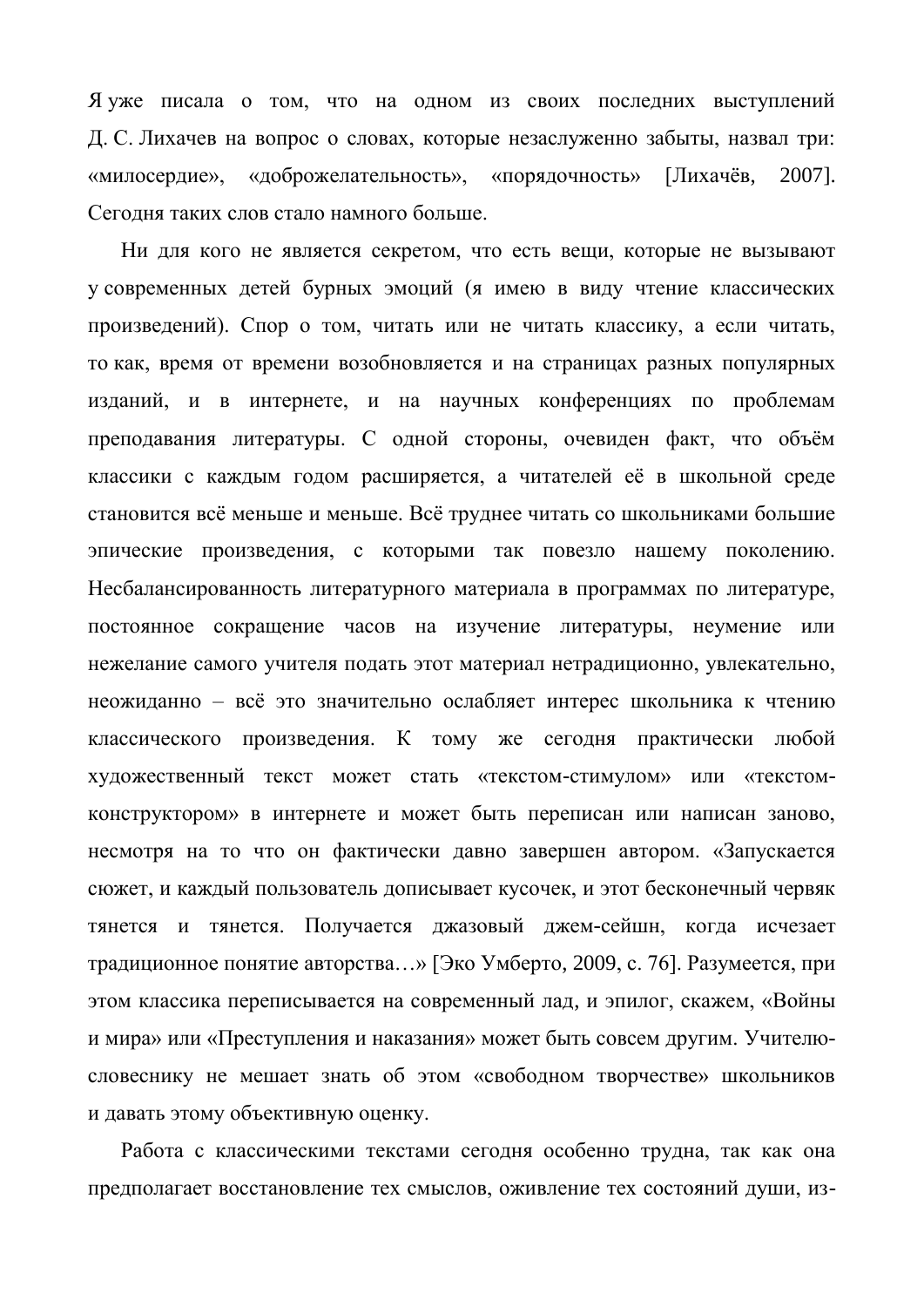Я уже писала о том, что на одном из своих последних выступлений Д. С. Лихачев на вопрос о словах, которые незаслуженно забыты, назвал три: «милосердие», «доброжелательность», «порядочность» [Лихачёв, 2007]. Сегодня таких слов стало намного больше.

Ни для кого не является секретом, что есть вещи, которые не вызывают у современных детей бурных эмоций (я имею в виду чтение классических произведений). Спор о том, читать или не читать классику, а если читать, то как, время от времени возобновляется и на страницах разных популярных изданий, и в интернете, и на научных конференциях по проблемам преподавания литературы. С одной стороны, очевиден факт, что объём классики с каждым годом расширяется, а читателей её в школьной среде становится всё меньше и меньше. Всё труднее читать со школьниками большие эпические произведения, с которыми так повезло нашему поколению. Несбалансированность литературного материала в программах по литературе, постоянное сокращение часов на изучение литературы, неумение или нежелание самого учителя подать этот материал нетрадиционно, увлекательно, неожиданно – всё это значительно ослабляет интерес школьника к чтению классического произведения. К тому же сегодня практически любой художественный текст может стать «текстом-стимулом» или «текстом-конструктором» в интернете и может быть переписан или написан заново, несмотря на то что он фактически давно завершен автором. «Запускается сюжет, и каждый пользователь дописывает кусочек, и этот бесконечный червяк тянется и тянется. Получается джазовый джем-сейшн, когда исчезает традиционное понятие авторства…» [Эко Умберто, 2009, с. 76]. Разумеется, при этом классика переписывается на современный лад, и эпилог, скажем, «Войны и мира» или «Преступления и наказания» может быть совсем другим. Учителю-словеснику не мешает знать об этом «свободном творчестве» школьников и давать этому объективную оценку.

Работа с классическими текстами сегодня особенно трудна, так как она предполагает восстановление тех смыслов, оживление тех состояний души, из-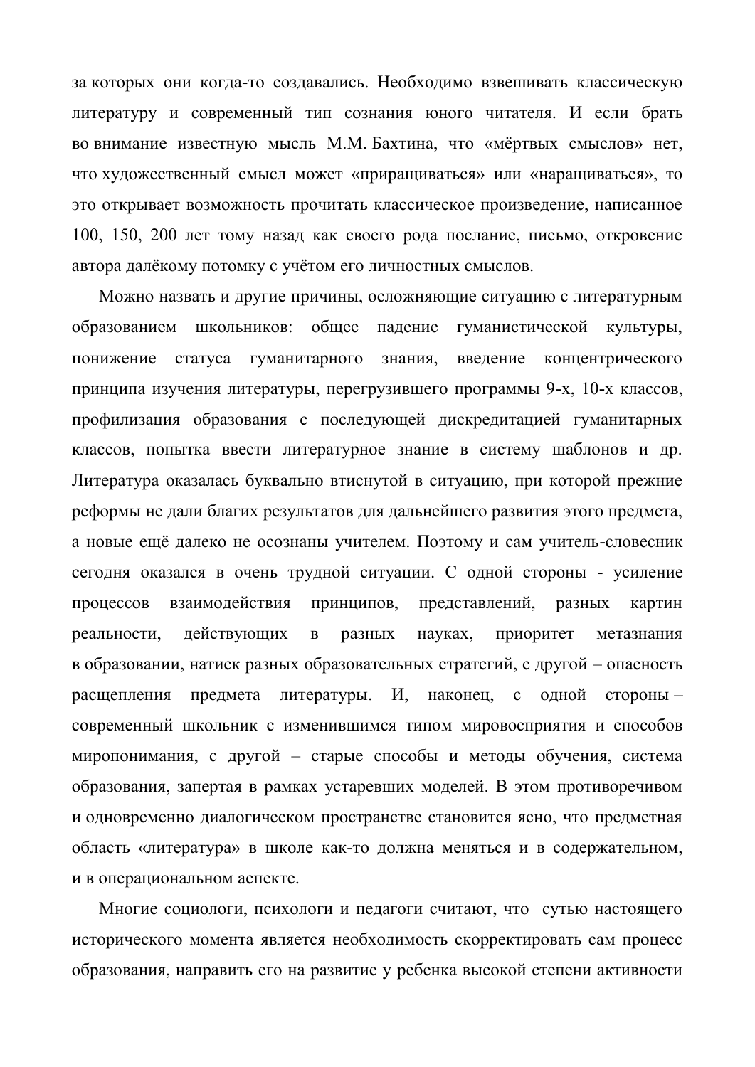за которых они когда-то создавались. Необходимо взвешивать классическую литературу и современный тип сознания юного читателя. И если брать во внимание известную мысль М.М. Бахтина, что «мёртвых смыслов» нет, что художественный смысл может «приращиваться» или «наращиваться», то это открывает возможность прочитать классическое произведение, написанное 100, 150, 200 лет тому назад как своего рода послание, письмо, откровение автора далёкому потомку с учётом его личностных смыслов.

Можно назвать и другие причины, осложняющие ситуацию с литературным образованием школьников: общее падение гуманистической культуры, понижение статуса гуманитарного знания, введение концентрического принципа изучения литературы, перегрузившего программы 9-х, 10-х классов, профилизация образования с последующей дискредитацией гуманитарных классов, попытка ввести литературное знание в систему шаблонов и др. Литература оказалась буквально втиснутой в ситуацию, при которой прежние реформы не дали благих результатов для дальнейшего развития этого предмета, а новые ещё далеко не осознаны учителем. Поэтому и сам учитель-словесник сегодня оказался в очень трудной ситуации. С одной стороны - усиление процессов взаимодействия принципов, представлений, разных картин реальности, действующих в разных науках, приоритет метазнания в образовании, натиск разных образовательных стратегий, с другой – опасность расщепления предмета литературы. И, наконец, с одной стороны – современный школьник с изменившимся типом мировосприятия и способов миропонимания, с другой – старые способы и методы обучения, система образования, запертая в рамках устаревших моделей. В этом противоречивом и одновременно диалогическом пространстве становится ясно, что предметная область «литература» в школе как-то должна меняться и в содержательном, и в операциональном аспекте.

Многие социологи, психологи и педагоги считают, что сутью настоящего исторического момента является необходимость скорректировать сам процесс образования, направить его на развитие у ребенка высокой степени активности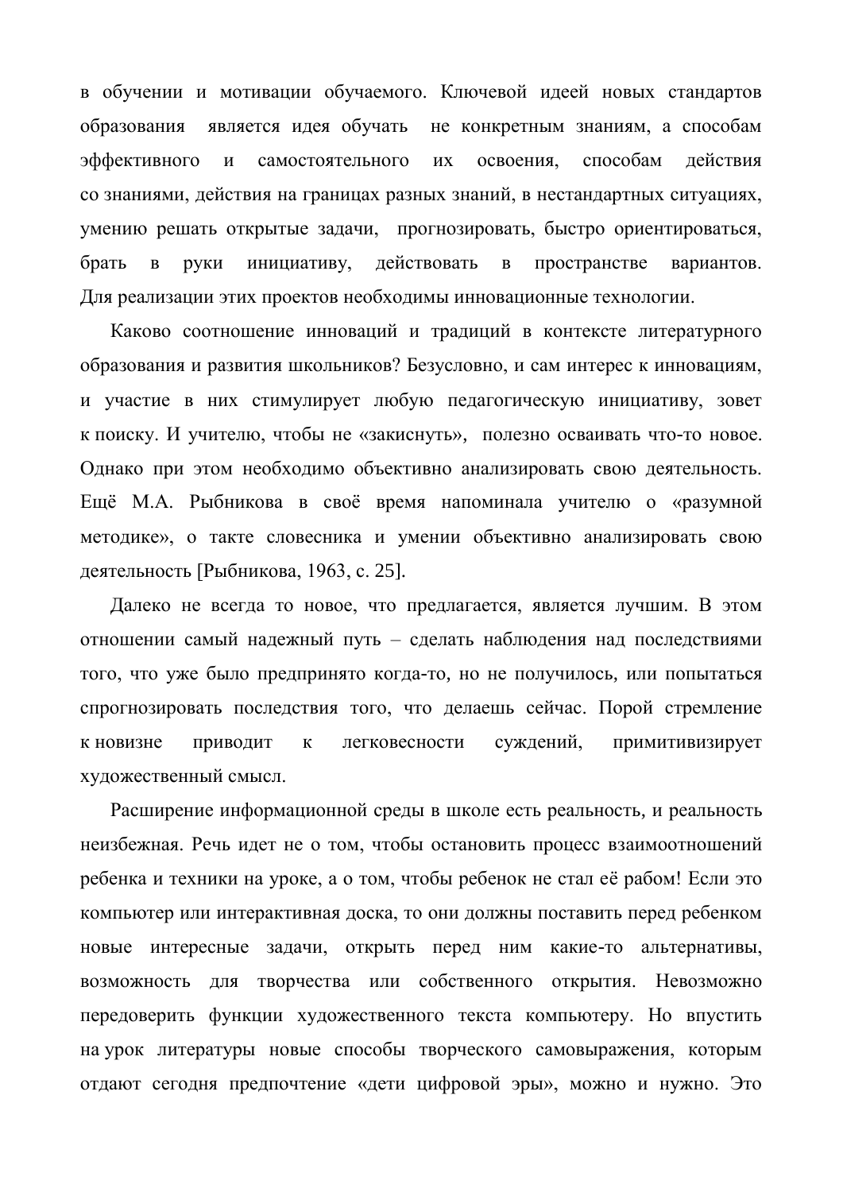в обучении и мотивации обучаемого. Ключевой идеей новых стандартов образования является идея обучать не конкретным знаниям, а способам эффективного и самостоятельного их освоения, способам действия со знаниями, действия на границах разных знаний, в нестандартных ситуациях, умению решать открытые задачи, прогнозировать, быстро ориентироваться, брать в руки инициативу, действовать в пространстве вариантов. Для реализации этих проектов необходимы инновационные технологии.

Каково соотношение инноваций и традиций в контексте литературного образования и развития школьников? Безусловно, и сам интерес к инновациям, и участие в них стимулирует любую педагогическую инициативу, зовет к поиску. И учителю, чтобы не «закиснуть», полезно осваивать что-то новое. Однако при этом необходимо объективно анализировать свою деятельность. Ещё М.А. Рыбникова в своё время напоминала учителю о «разумной методике», о такте словесника и умении объективно анализировать свою деятельность [Рыбникова, 1963, с. 25].

Далеко не всегда то новое, что предлагается, является лучшим. В этом отношении самый надежный путь – сделать наблюдения над последствиями того, что уже было предпринято когда-то, но не получилось, или попытаться спрогнозировать последствия того, что делаешь сейчас. Порой стремление к новизне приводит к легковесности суждений, примитивизирует художественный смысл.

Расширение информационной среды в школе есть реальность, и реальность неизбежная. Речь идет не о том, чтобы остановить процесс взаимоотношений ребенка и техники на уроке, а о том, чтобы ребенок не стал её рабом! Если это компьютер или интерактивная доска, то они должны поставить перед ребенком новые интересные задачи, открыть перед ним какие-то альтернативы, возможность для творчества или собственного открытия. Невозможно передоверить функции художественного текста компьютеру. Но впустить на урок литературы новые способы творческого самовыражения, которым отдают сегодня предпочтение «дети цифровой эры», можно и нужно. Это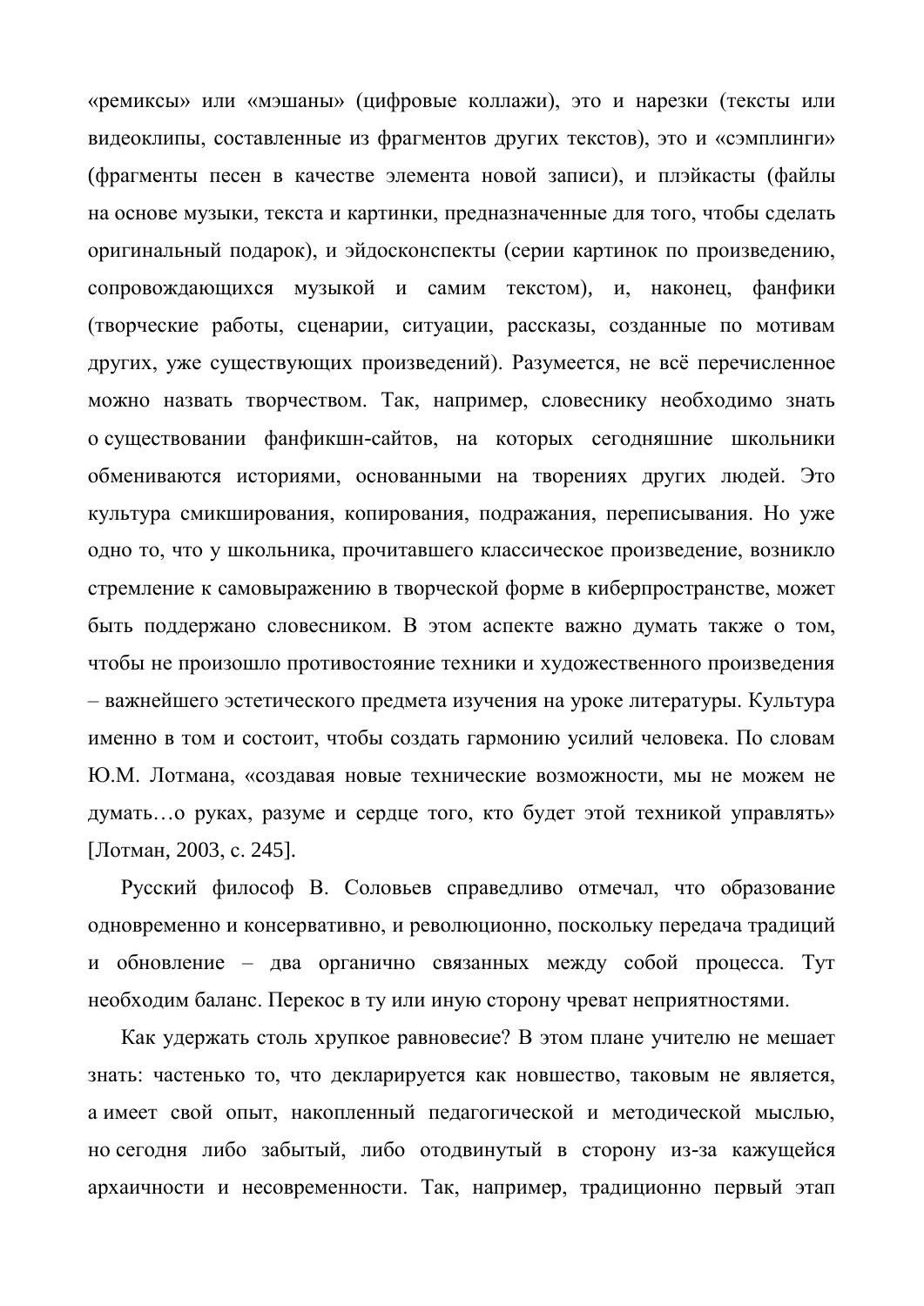«ремиксы» или «мэшаны» (цифровые коллажи), это и нарезки (тексты или видеоклипы, составленные из фрагментов других текстов), это и «сэмплинги» (фрагменты песен в качестве элемента новой записи), и плэйкасты (файлы на основе музыки, текста и картинки, предназначенные для того, чтобы сделать оригинальный подарок), и эйдосконспекты (серии картинок по произведению, сопровождающихся музыкой и самим текстом), и, наконец, фанфики (творческие работы, сценарии, ситуации, рассказы, созданные по мотивам других, уже существующих произведений). Разумеется, не всё перечисленное можно назвать творчеством. Так, например, словеснику необходимо знать о существовании фанфикшн-сайтов, на которых сегодняшние школьники обмениваются историями, основанными на творениях других людей. Это культура смикширования, копирования, подражания, переписывания. Но уже одно то, что у школьника, прочитавшего классическое произведение, возникло стремление к самовыражению в творческой форме в киберпространстве, может быть поддержано словесником. В этом аспекте важно думать также о том, чтобы не произошло противостояние техники и художественного произведения – важнейшего эстетического предмета изучения на уроке литературы. Культура именно в том и состоит, чтобы создать гармонию усилий человека. По словам Ю.М. Лотмана, «создавая новые технические возможности, мы не можем не думать…о руках, разуме и сердце того, кто будет этой техникой управлять» [Лотман, 2003, с. 245].

Русский философ В. Соловьев справедливо отмечал, что образование одновременно и консервативно, и революционно, поскольку передача традиций и обновление – два органично связанных между собой процесса. Тут необходим баланс. Перекос в ту или иную сторону чреват неприятностями.

Как удержать столь хрупкое равновесие? В этом плане учителю не мешает знать: частенько то, что декларируется как новшество, таковым не является, а имеет свой опыт, накопленный педагогической и методической мыслью, но сегодня либо забытый, либо отодвинутый в сторону из-за кажущейся архаичности и несовременности. Так, например, традиционно первый этап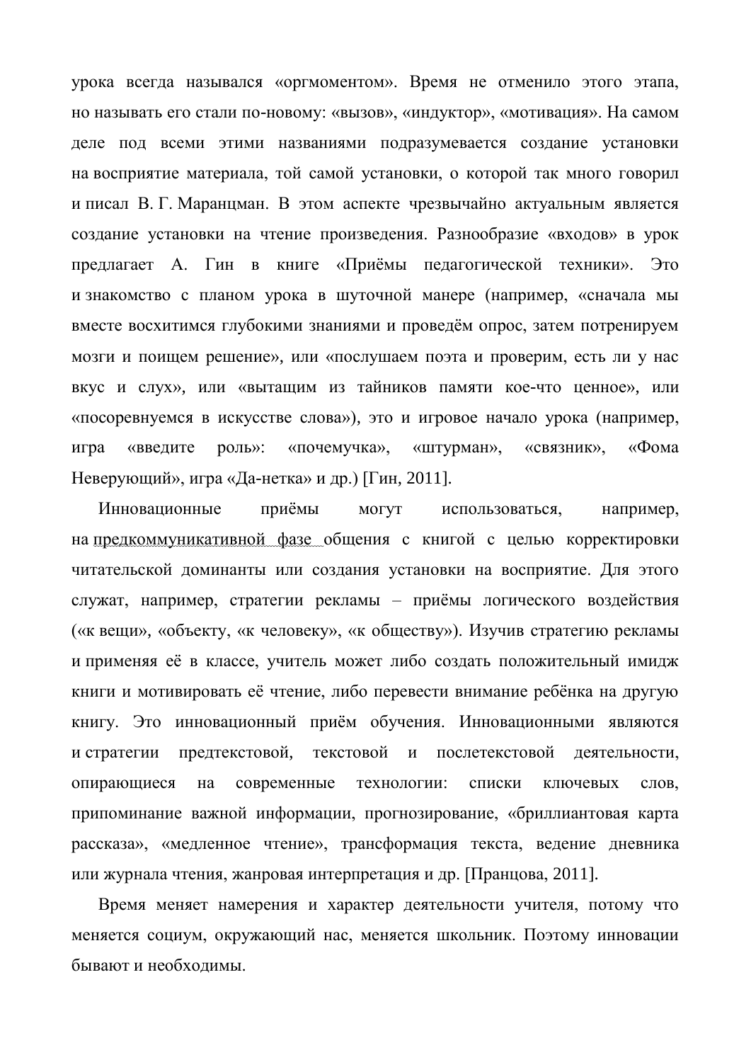урока всегда назывался «оргмоментом». Время не отменило этого этапа, но называть его стали по-новому: «вызов», «индуктор», «мотивация». На самом деле под всеми этими названиями подразумевается создание установки на восприятие материала, той самой установки, о которой так много говорил и писал В. Г. Маранцман. В этом аспекте чрезвычайно актуальным является создание установки на чтение произведения. Разнообразие «входов» в урок предлагает А. Гин в книге «Приёмы педагогической техники». Это и знакомство с планом урока в шуточной манере (например, «сначала мы вместе восхитимся глубокими знаниями и проведём опрос, затем потренируем мозги и поищем решение», или «послушаем поэта и проверим, есть ли у нас вкус и слух», или «вытащим из тайников памяти кое-что ценное», или «посоревнуемся в искусстве слова»), это и игровое начало урока (например, игра «введите роль»: «почемучка», «штурман», «связник», «Фома Неверующий», игра «Да-нетка» и др.) [Гин, 2011].

Инновационные приёмы могут использоваться, например, на предкоммуникативной фазе общения с книгой с целью корректировки читательской доминанты или создания установки на восприятие. Для этого служат, например, стратегии рекламы – приёмы логического воздействия («к вещи», «объекту, «к человеку», «к обществу»). Изучив стратегию рекламы и применяя её в классе, учитель может либо создать положительный имидж книги и мотивировать её чтение, либо перевести внимание ребёнка на другую книгу. Это инновационный приём обучения. Инновационными являются и стратегии предтекстовой, текстовой и послетекстовой деятельности, опирающиеся на современные технологии: списки ключевых слов, припоминание важной информации, прогнозирование, «бриллиантовая карта рассказа», «медленное чтение», трансформация текста, ведение дневника или журнала чтения, жанровая интерпретация и др. [Пранцова, 2011].

Время меняет намерения и характер деятельности учителя, потому что меняется социум, окружающий нас, меняется школьник. Поэтому инновации бывают и необходимы.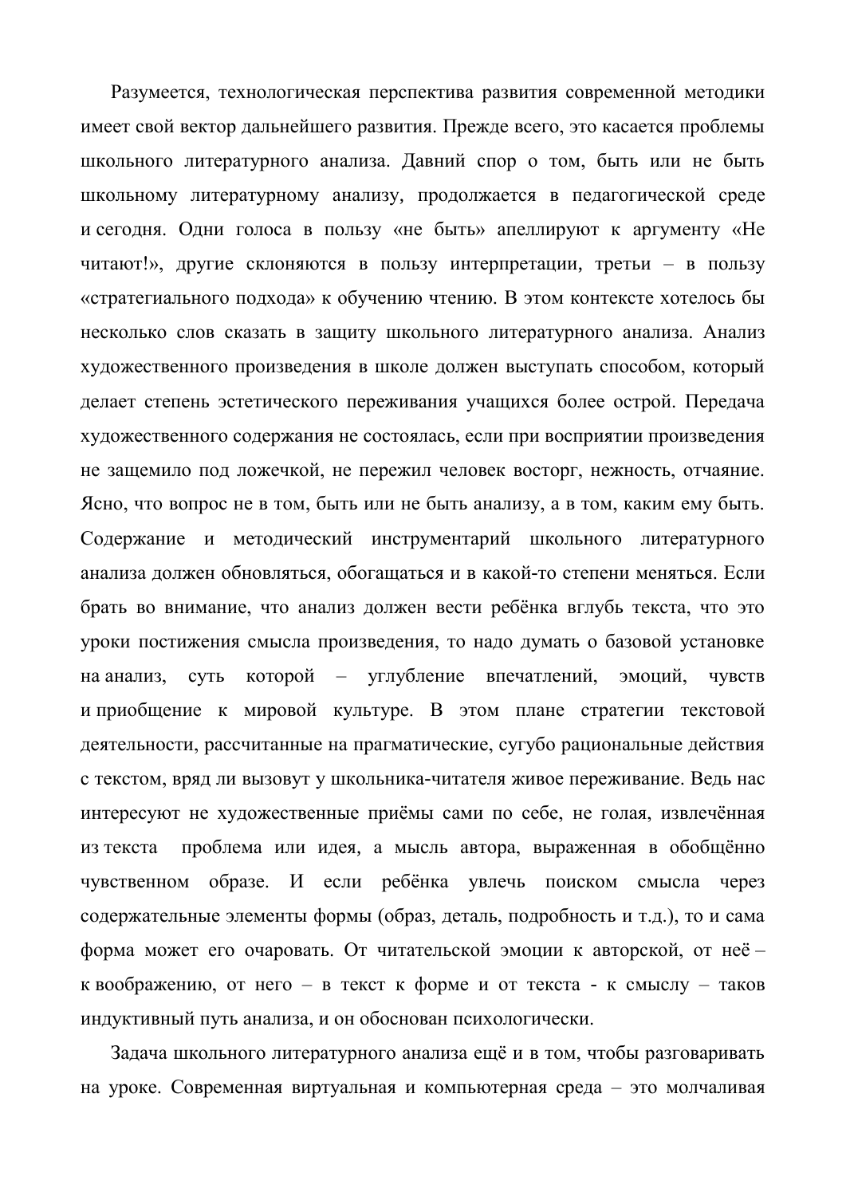Разумеется, технологическая перспектива развития современной методики имеет свой вектор дальнейшего развития. Прежде всего, это касается проблемы школьного литературного анализа. Давний спор о том, быть или не быть школьному литературному анализу, продолжается в педагогической среде и сегодня. Одни голоса в пользу «не быть» апеллируют к аргументу «Не читают!», другие склоняются в пользу интерпретации, третьи – в пользу «стратегиального подхода» к обучению чтению. В этом контексте хотелось бы несколько слов сказать в защиту школьного литературного анализа. Анализ художественного произведения в школе должен выступать способом, который делает степень эстетического переживания учащихся более острой. Передача художественного содержания не состоялась, если при восприятии произведения не защемило под ложечкой, не пережил человек восторг, нежность, отчаяние. Ясно, что вопрос не в том, быть или не быть анализу, а в том, каким ему быть. Содержание и методический инструментарий школьного литературного анализа должен обновляться, обогащаться и в какой-то степени меняться. Если брать во внимание, что анализ должен вести ребёнка вглубь текста, что это уроки постижения смысла произведения, то надо думать о базовой установке на анализ, суть которой – углубление впечатлений, эмоций, чувств и приобщение к мировой культуре. В этом плане стратегии текстовой деятельности, рассчитанные на прагматические, сугубо рациональные действия с текстом, вряд ли вызовут у школьника-читателя живое переживание. Ведь нас интересуют не художественные приёмы сами по себе, не голая, извлечённая из текста проблема или идея, а мысль автора, выраженная в обобщённо чувственном образе. И если ребёнка увлечь поиском смысла через содержательные элементы формы (образ, деталь, подробность и т.д.), то и сама форма может его очаровать. От читательской эмоции к авторской, от неё – к воображению, от него – в текст к форме и от текста - к смыслу – таков индуктивный путь анализа, и он обоснован психологически.

Задача школьного литературного анализа ещё и в том, чтобы разговаривать на уроке. Современная виртуальная и компьютерная среда – это молчаливая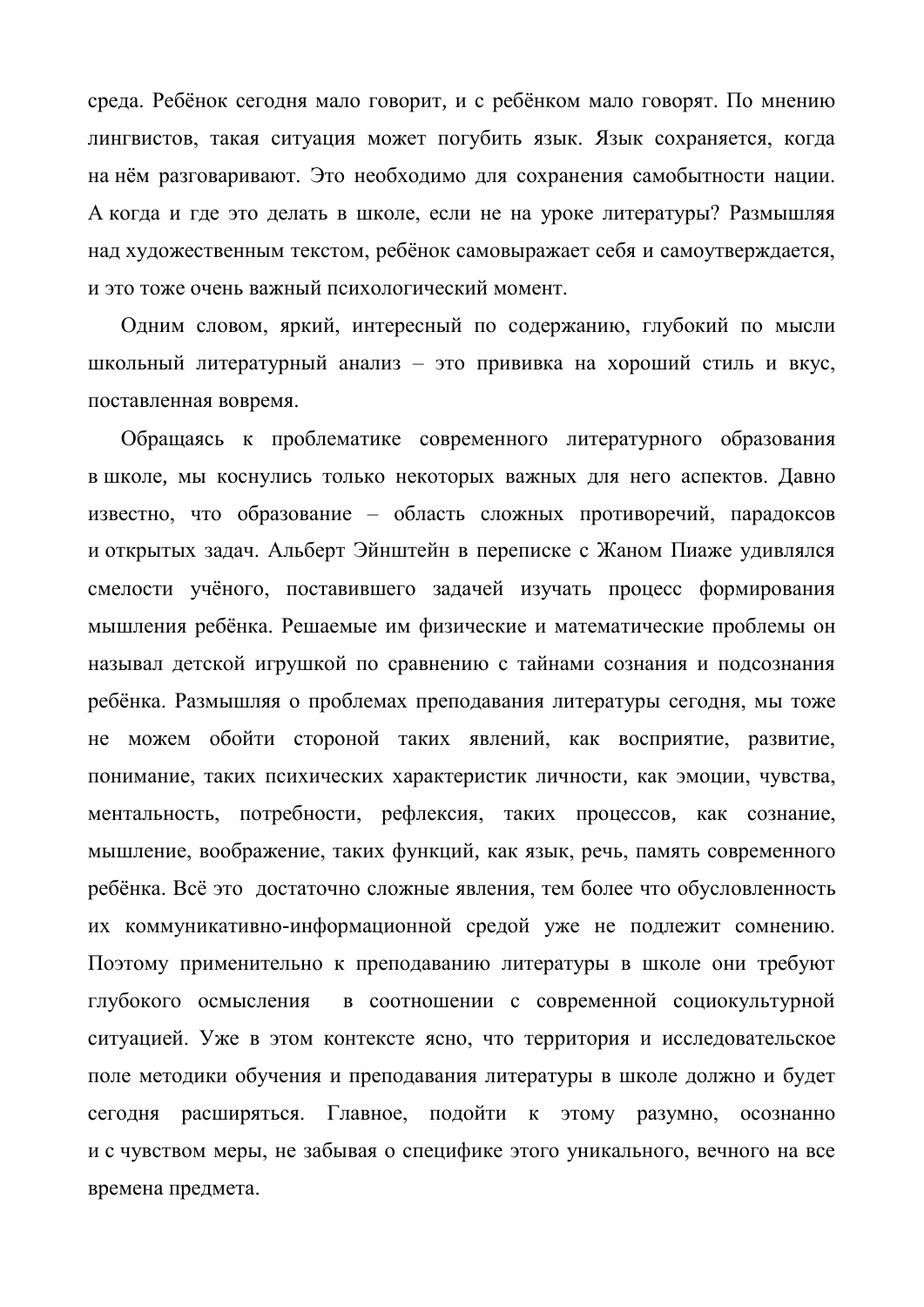среда. Ребёнок сегодня мало говорит, и с ребёнком мало говорят. По мнению лингвистов, такая ситуация может погубить язык. Язык сохраняется, когда на нём разговаривают. Это необходимо для сохранения самобытности нации. А когда и где это делать в школе, если не на уроке литературы? Размышляя над художественным текстом, ребёнок самовыражает себя и самоутверждается, и это тоже очень важный психологический момент.

Одним словом, яркий, интересный по содержанию, глубокий по мысли школьный литературный анализ – это прививка на хороший стиль и вкус, поставленная вовремя.

Обращаясь к проблематике современного литературного образования в школе, мы коснулись только некоторых важных для него аспектов. Давно известно, что образование – область сложных противоречий, парадоксов и открытых задач. Альберт Эйнштейн в переписке с Жаном Пиаже удивлялся смелости учёного, поставившего задачей изучать процесс формирования мышления ребёнка. Решаемые им физические и математические проблемы он называл детской игрушкой по сравнению с тайнами сознания и подсознания ребёнка. Размышляя о проблемах преподавания литературы сегодня, мы тоже не можем обойти стороной таких явлений, как восприятие, развитие, понимание, таких психических характеристик личности, как эмоции, чувства, ментальность, потребности, рефлексия, таких процессов, как сознание, мышление, воображение, таких функций, как язык, речь, память современного ребёнка. Всё это достаточно сложные явления, тем более что обусловленность их коммуникативно-информационной средой уже не подлежит сомнению. Поэтому применительно к преподаванию литературы в школе они требуют глубокого осмысления в соотношении с современной социокультурной ситуацией. Уже в этом контексте ясно, что территория и исследовательское поле методики обучения и преподавания литературы в школе должно и будет сегодня расширяться. Главное, подойти к этому разумно, осознанно и с чувством меры, не забывая о специфике этого уникального, вечного на все времена предмета.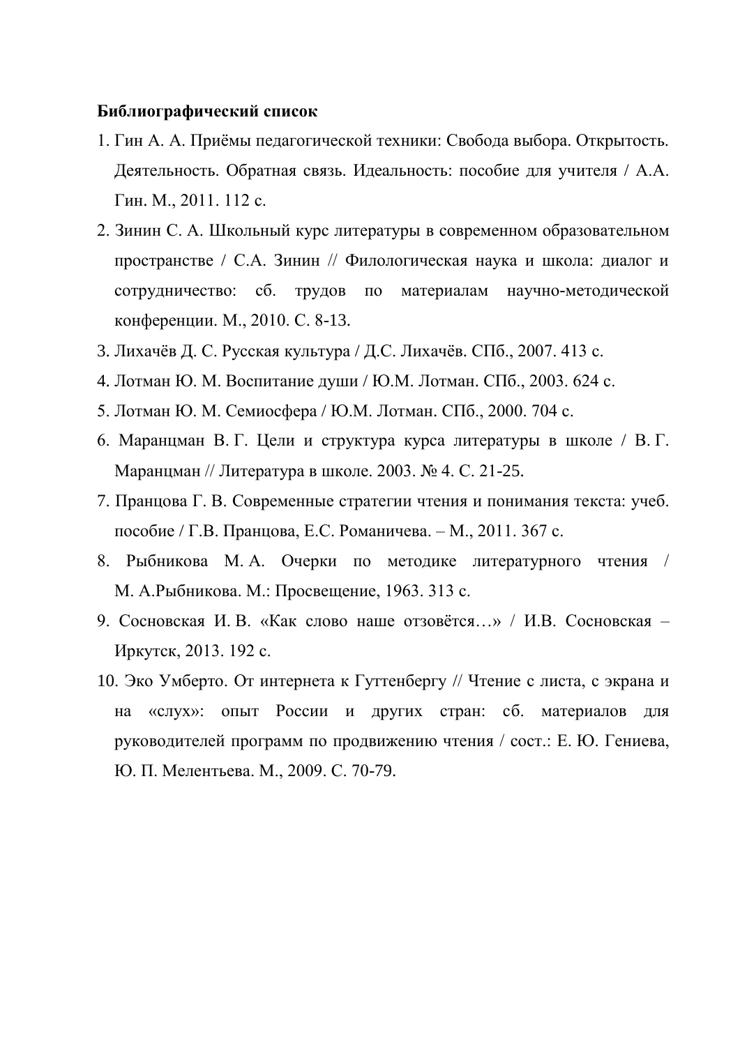**Библиографический список**

1. Гин А. А. Приёмы педагогической техники: Свобода выбора. Открытость. Деятельность. Обратная связь. Идеальность: пособие для учителя / А.А. Гин. М., 2011. 112 с.
2. Зинин С. А. Школьный курс литературы в современном образовательном пространстве / С.А. Зинин // Филологическая наука и школа: диалог и сотрудничество: сб. трудов по материалам научно-методической конференции. М., 2010. С. 8-13.
3. Лихачёв Д. С. Русская культура / Д.С. Лихачёв. СПб., 2007. 413 с.
4. Лотман Ю. М. Воспитание души / Ю.М. Лотман. СПб., 2003. 624 с.
5. Лотман Ю. М. Семиосфера / Ю.М. Лотман. СПб., 2000. 704 с.
6. Маранцман В. Г. Цели и структура курса литературы в школе / В. Г. Маранцман // Литература в школе. 2003. № 4. С. 21-25.
7. Пранцова Г. В. Современные стратегии чтения и понимания текста: учеб. пособие / Г.В. Пранцова, Е.С. Романичева. – М., 2011. 367 с.
8. Рыбникова М. А. Очерки по методике литературного чтения / М. А.Рыбникова. М.: Просвещение, 1963. 313 с.
9. Сосновская И. В. «Как слово наше отзовётся…» / И.В. Сосновская – Иркутск, 2013. 192 с.
10. Эко Умберто. От интернета к Гуттенбергу // Чтение с листа, с экрана и на «слух»: опыт России и других стран: сб. материалов для руководителей программ по продвижению чтения / сост.: Е. Ю. Гениева, Ю. П. Мелентьева. М., 2009. С. 70-79.